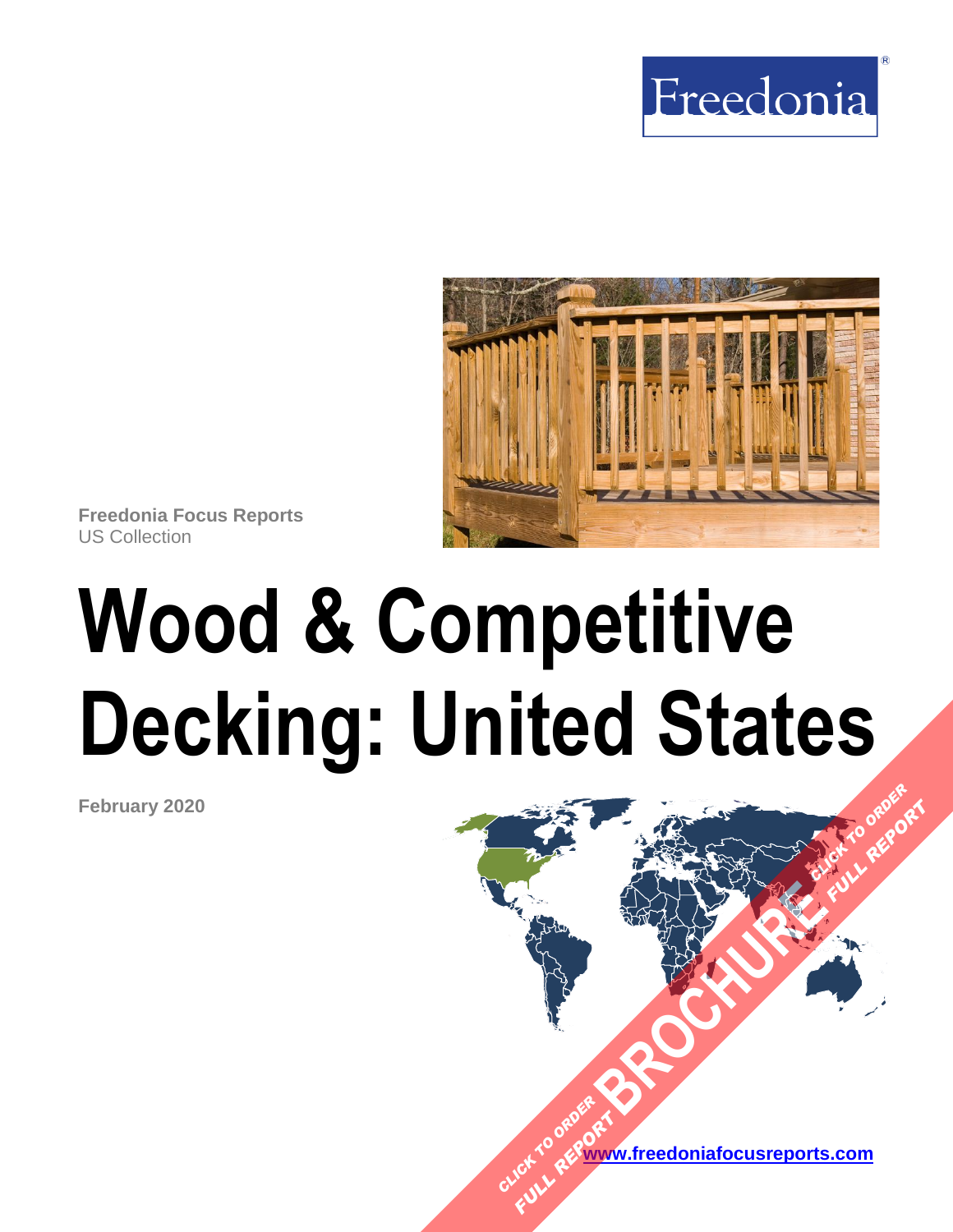Freedonia

**Freedonia Focus Reports**
US Collection

# Wood & Competitive Decking: United States

**February 2020**

CLICK TO ORDER FULL REPORT

BROCHURE

[www.freedoniafocusreports.com](http://www.freedoniafocusreports.com)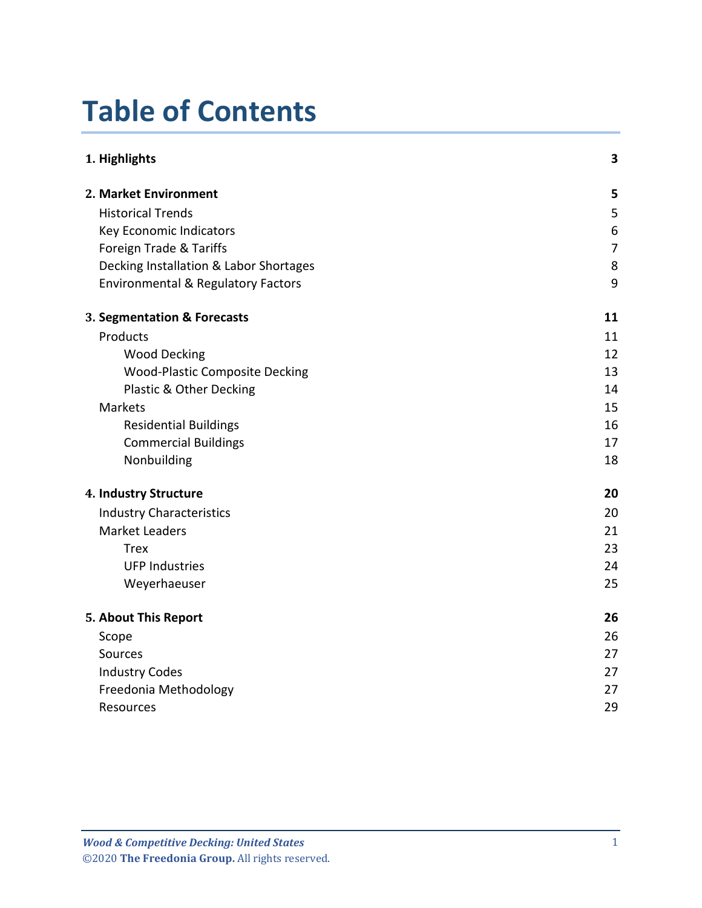# Table of Contents

| | |
|---|---|
| **1. Highlights** | **3** |
| **2. Market Environment** | **5** |
| Historical Trends | 5 |
| Key Economic Indicators | 6 |
| Foreign Trade & Tariffs | 7 |
| Decking Installation & Labor Shortages | 8 |
| Environmental & Regulatory Factors | 9 |
| **3. Segmentation & Forecasts** | **11** |
| Products | 11 |
| Wood Decking | 12 |
| Wood-Plastic Composite Decking | 13 |
| Plastic & Other Decking | 14 |
| Markets | 15 |
| Residential Buildings | 16 |
| Commercial Buildings | 17 |
| Nonbuilding | 18 |
| **4. Industry Structure** | **20** |
| Industry Characteristics | 20 |
| Market Leaders | 21 |
| Trex | 23 |
| UFP Industries | 24 |
| Weyerhaeuser | 25 |
| **5. About This Report** | **26** |
| Scope | 26 |
| Sources | 27 |
| Industry Codes | 27 |
| Freedonia Methodology | 27 |
| Resources | 29 |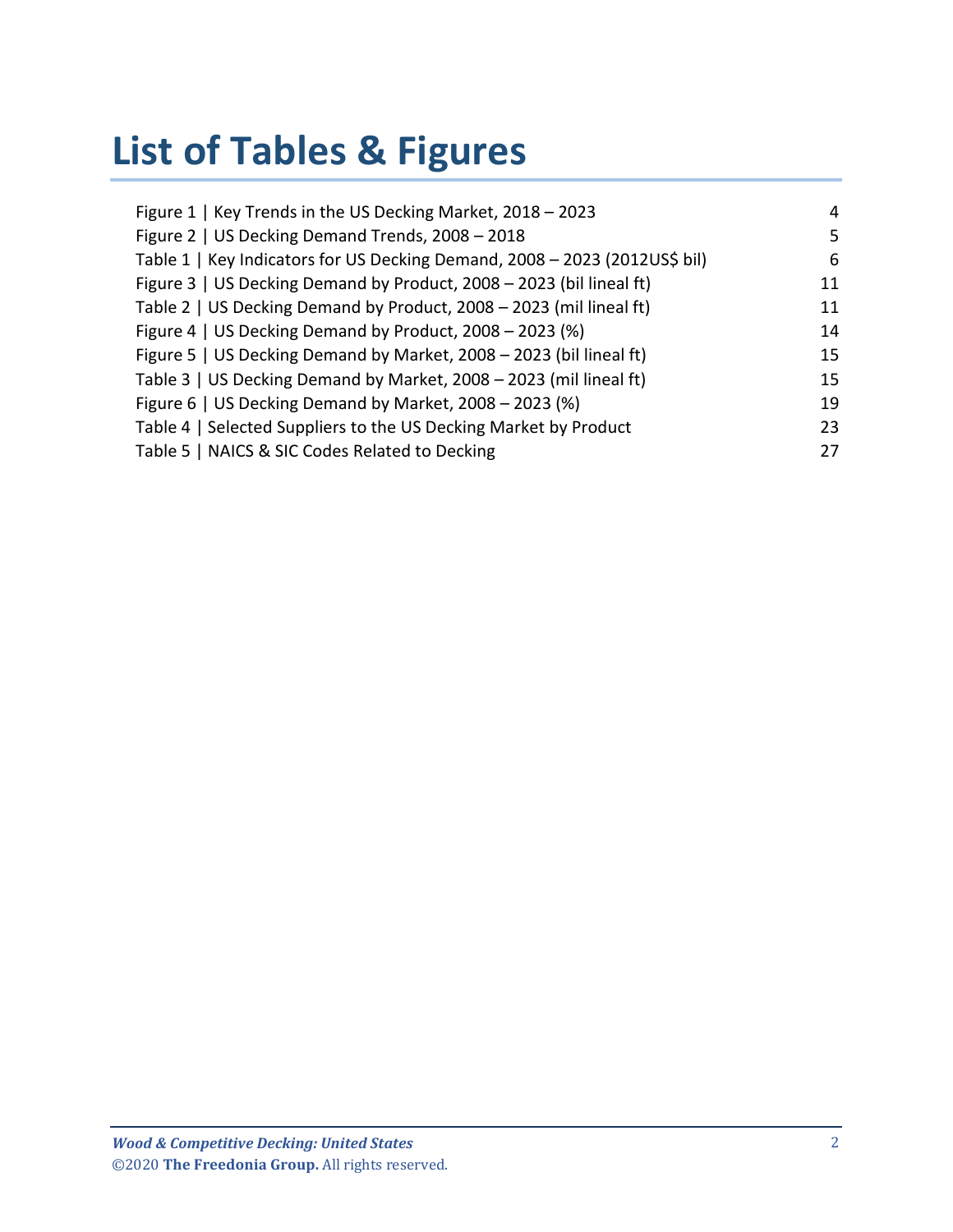# List of Tables & Figures

| | |
|---|---|
| Figure 1 \| Key Trends in the US Decking Market, 2018 – 2023 | 4 |
| Figure 2 \| US Decking Demand Trends, 2008 – 2018 | 5 |
| Table 1 \| Key Indicators for US Decking Demand, 2008 – 2023 (2012US$ bil) | 6 |
| Figure 3 \| US Decking Demand by Product, 2008 – 2023 (bil lineal ft) | 11 |
| Table 2 \| US Decking Demand by Product, 2008 – 2023 (mil lineal ft) | 11 |
| Figure 4 \| US Decking Demand by Product, 2008 – 2023 (%) | 14 |
| Figure 5 \| US Decking Demand by Market, 2008 – 2023 (bil lineal ft) | 15 |
| Table 3 \| US Decking Demand by Market, 2008 – 2023 (mil lineal ft) | 15 |
| Figure 6 \| US Decking Demand by Market, 2008 – 2023 (%) | 19 |
| Table 4 \| Selected Suppliers to the US Decking Market by Product | 23 |
| Table 5 \| NAICS & SIC Codes Related to Decking | 27 |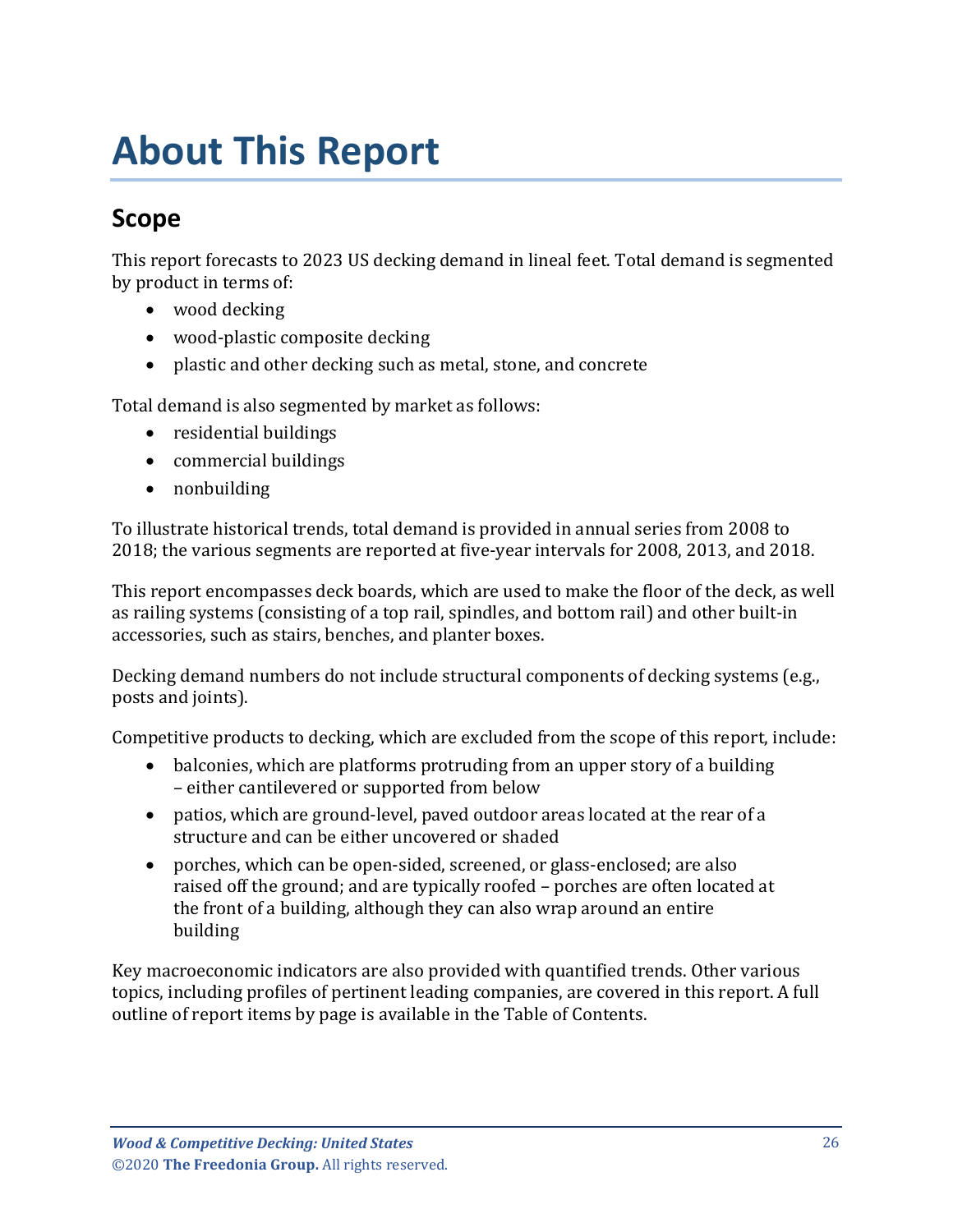# About This Report

## Scope

This report forecasts to 2023 US decking demand in lineal feet. Total demand is segmented by product in terms of:

- wood decking
- wood-plastic composite decking
- plastic and other decking such as metal, stone, and concrete

Total demand is also segmented by market as follows:

- residential buildings
- commercial buildings
- nonbuilding

To illustrate historical trends, total demand is provided in annual series from 2008 to 2018; the various segments are reported at five-year intervals for 2008, 2013, and 2018.

This report encompasses deck boards, which are used to make the floor of the deck, as well as railing systems (consisting of a top rail, spindles, and bottom rail) and other built-in accessories, such as stairs, benches, and planter boxes.

Decking demand numbers do not include structural components of decking systems (e.g., posts and joints).

Competitive products to decking, which are excluded from the scope of this report, include:

- balconies, which are platforms protruding from an upper story of a building – either cantilevered or supported from below
- patios, which are ground-level, paved outdoor areas located at the rear of a structure and can be either uncovered or shaded
- porches, which can be open-sided, screened, or glass-enclosed; are also raised off the ground; and are typically roofed – porches are often located at the front of a building, although they can also wrap around an entire building

Key macroeconomic indicators are also provided with quantified trends. Other various topics, including profiles of pertinent leading companies, are covered in this report. A full outline of report items by page is available in the Table of Contents.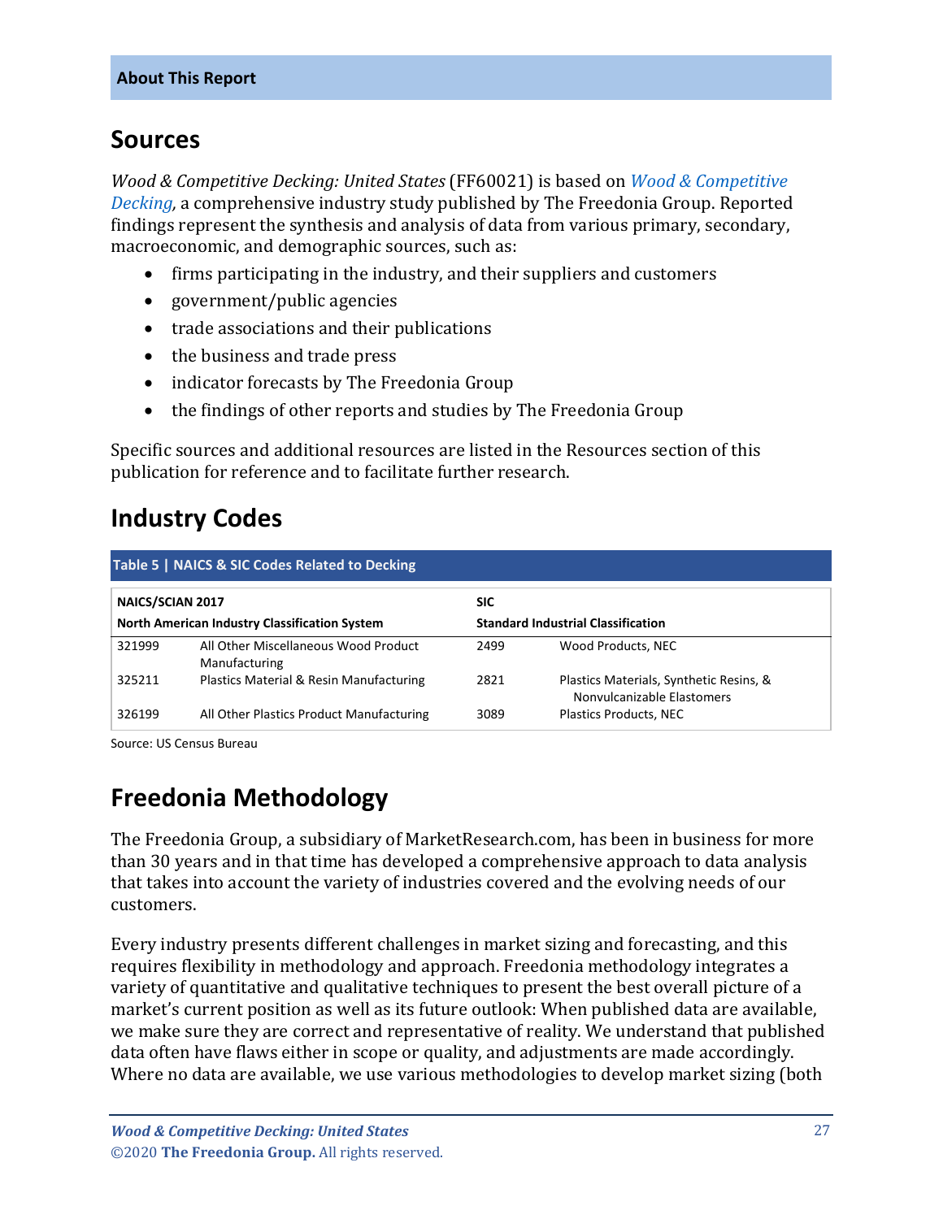**About This Report**

## Sources

*Wood & Competitive Decking: United States* (FF60021) is based on *Wood & Competitive Decking,* a comprehensive industry study published by The Freedonia Group. Reported findings represent the synthesis and analysis of data from various primary, secondary, macroeconomic, and demographic sources, such as:

- firms participating in the industry, and their suppliers and customers
- government/public agencies
- trade associations and their publications
- the business and trade press
- indicator forecasts by The Freedonia Group
- the findings of other reports and studies by The Freedonia Group

Specific sources and additional resources are listed in the Resources section of this publication for reference and to facilitate further research.

## Industry Codes

**Table 5 | NAICS & SIC Codes Related to Decking**

| NAICS/SCIAN 2017 North American Industry Classification System | | SIC Standard Industrial Classification | |
|---|---|---|---|
| 321999 | All Other Miscellaneous Wood Product Manufacturing | 2499 | Wood Products, NEC |
| 325211 | Plastics Material & Resin Manufacturing | 2821 | Plastics Materials, Synthetic Resins, & Nonvulcanizable Elastomers |
| 326199 | All Other Plastics Product Manufacturing | 3089 | Plastics Products, NEC |

Source: US Census Bureau

## Freedonia Methodology

The Freedonia Group, a subsidiary of MarketResearch.com, has been in business for more than 30 years and in that time has developed a comprehensive approach to data analysis that takes into account the variety of industries covered and the evolving needs of our customers.

Every industry presents different challenges in market sizing and forecasting, and this requires flexibility in methodology and approach. Freedonia methodology integrates a variety of quantitative and qualitative techniques to present the best overall picture of a market's current position as well as its future outlook: When published data are available, we make sure they are correct and representative of reality. We understand that published data often have flaws either in scope or quality, and adjustments are made accordingly. Where no data are available, we use various methodologies to develop market sizing (both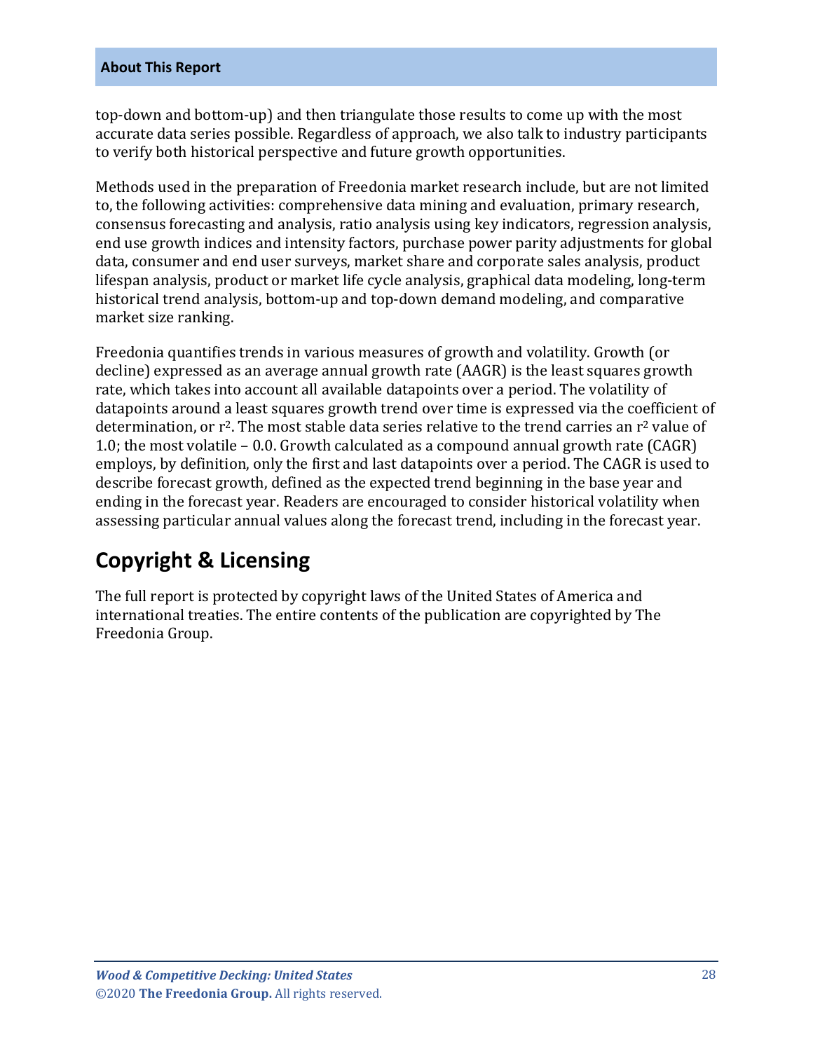top-down and bottom-up) and then triangulate those results to come up with the most accurate data series possible. Regardless of approach, we also talk to industry participants to verify both historical perspective and future growth opportunities.

Methods used in the preparation of Freedonia market research include, but are not limited to, the following activities: comprehensive data mining and evaluation, primary research, consensus forecasting and analysis, ratio analysis using key indicators, regression analysis, end use growth indices and intensity factors, purchase power parity adjustments for global data, consumer and end user surveys, market share and corporate sales analysis, product lifespan analysis, product or market life cycle analysis, graphical data modeling, long-term historical trend analysis, bottom-up and top-down demand modeling, and comparative market size ranking.

Freedonia quantifies trends in various measures of growth and volatility. Growth (or decline) expressed as an average annual growth rate (AAGR) is the least squares growth rate, which takes into account all available datapoints over a period. The volatility of datapoints around a least squares growth trend over time is expressed via the coefficient of determination, or $r^2$. The most stable data series relative to the trend carries an $r^2$ value of 1.0; the most volatile – 0.0. Growth calculated as a compound annual growth rate (CAGR) employs, by definition, only the first and last datapoints over a period. The CAGR is used to describe forecast growth, defined as the expected trend beginning in the base year and ending in the forecast year. Readers are encouraged to consider historical volatility when assessing particular annual values along the forecast trend, including in the forecast year.

## Copyright & Licensing

The full report is protected by copyright laws of the United States of America and international treaties. The entire contents of the publication are copyrighted by The Freedonia Group.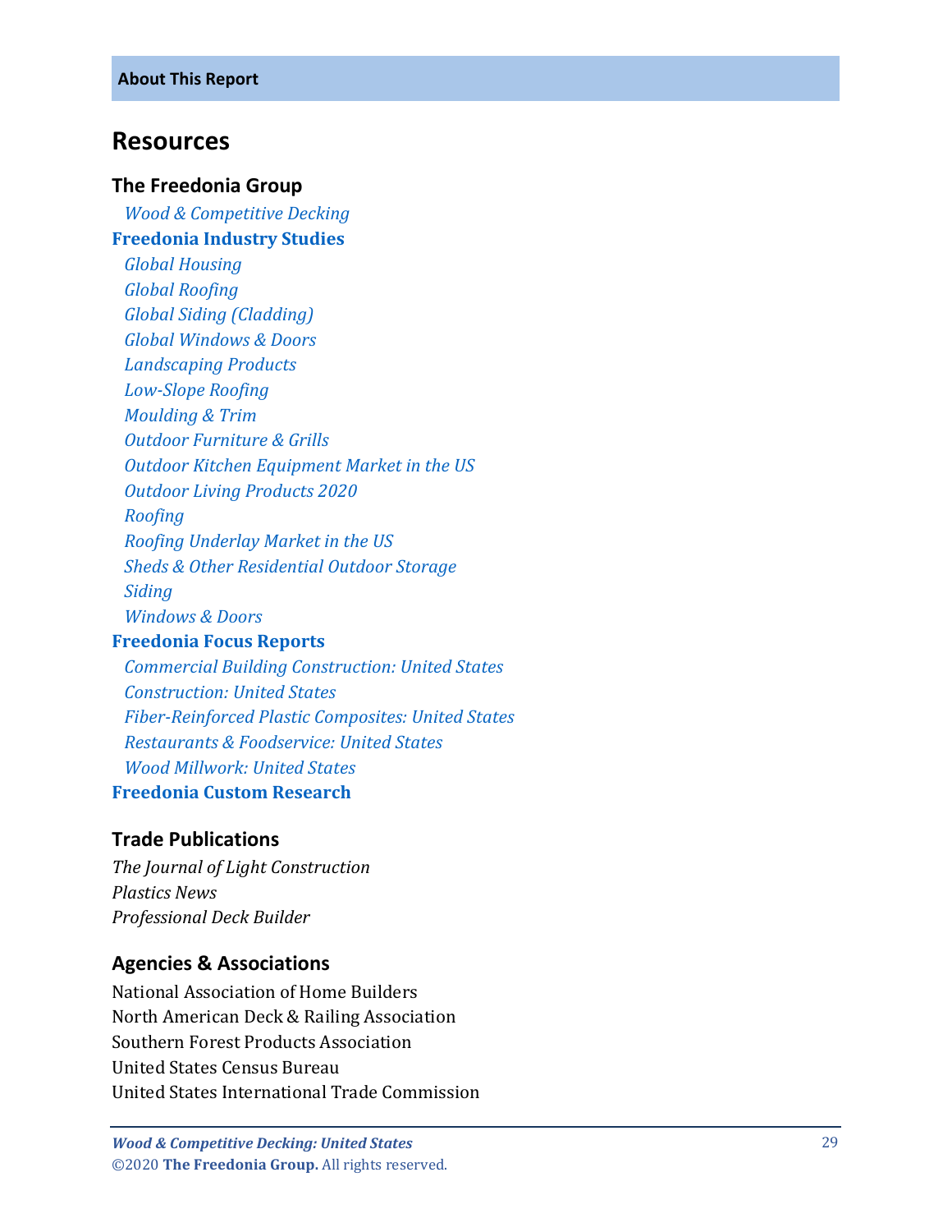## Resources

### The Freedonia Group

*Wood & Competitive Decking*

**Freedonia Industry Studies**

*Global Housing*
*Global Roofing*
*Global Siding (Cladding)*
*Global Windows & Doors*
*Landscaping Products*
*Low-Slope Roofing*
*Moulding & Trim*
*Outdoor Furniture & Grills*
*Outdoor Kitchen Equipment Market in the US*
*Outdoor Living Products 2020*
*Roofing*
*Roofing Underlay Market in the US*
*Sheds & Other Residential Outdoor Storage*
*Siding*
*Windows & Doors*

**Freedonia Focus Reports**

*Commercial Building Construction: United States*
*Construction: United States*
*Fiber-Reinforced Plastic Composites: United States*
*Restaurants & Foodservice: United States*
*Wood Millwork: United States*

**Freedonia Custom Research**

### Trade Publications

*The Journal of Light Construction*
*Plastics News*
*Professional Deck Builder*

### Agencies & Associations

National Association of Home Builders
North American Deck & Railing Association
Southern Forest Products Association
United States Census Bureau
United States International Trade Commission